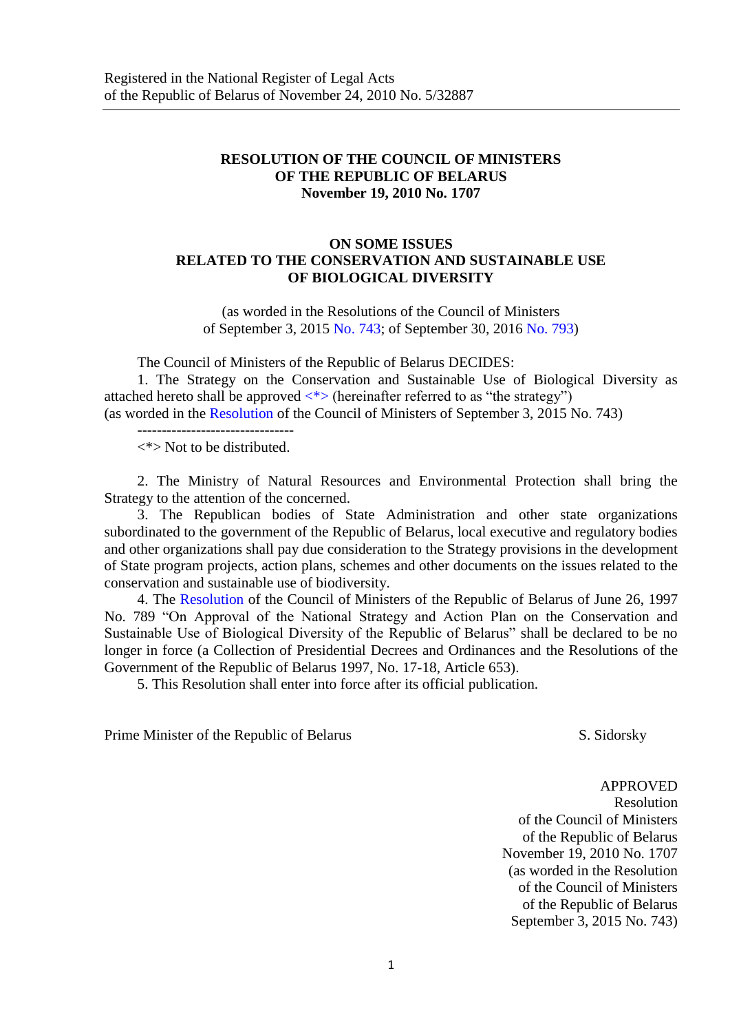Registered in the National Register of Legal Acts
of the Republic of Belarus of November 24, 2010 No. 5/32887

---

**RESOLUTION OF THE COUNCIL OF MINISTERS**
**OF THE REPUBLIC OF BELARUS**
**November 19, 2010 No. 1707**

**ON SOME ISSUES**
**RELATED TO THE CONSERVATION AND SUSTAINABLE USE**
**OF BIOLOGICAL DIVERSITY**

(as worded in the Resolutions of the Council of Ministers
of September 3, 2015 No. 743; of September 30, 2016 No. 793)

The Council of Ministers of the Republic of Belarus DECIDES:

1. The Strategy on the Conservation and Sustainable Use of Biological Diversity as attached hereto shall be approved <*> (hereinafter referred to as "the strategy")
(as worded in the Resolution of the Council of Ministers of September 3, 2015 No. 743)

--------------------------------

<*> Not to be distributed.

2. The Ministry of Natural Resources and Environmental Protection shall bring the Strategy to the attention of the concerned.

3. The Republican bodies of State Administration and other state organizations subordinated to the government of the Republic of Belarus, local executive and regulatory bodies and other organizations shall pay due consideration to the Strategy provisions in the development of State program projects, action plans, schemes and other documents on the issues related to the conservation and sustainable use of biodiversity.

4. The Resolution of the Council of Ministers of the Republic of Belarus of June 26, 1997 No. 789 "On Approval of the National Strategy and Action Plan on the Conservation and Sustainable Use of Biological Diversity of the Republic of Belarus" shall be declared to be no longer in force (a Collection of Presidential Decrees and Ordinances and the Resolutions of the Government of the Republic of Belarus 1997, No. 17-18, Article 653).

5. This Resolution shall enter into force after its official publication.

Prime Minister of the Republic of Belarus S. Sidorsky

APPROVED
Resolution
of the Council of Ministers
of the Republic of Belarus
November 19, 2010 No. 1707
(as worded in the Resolution
of the Council of Ministers
of the Republic of Belarus
September 3, 2015 No. 743)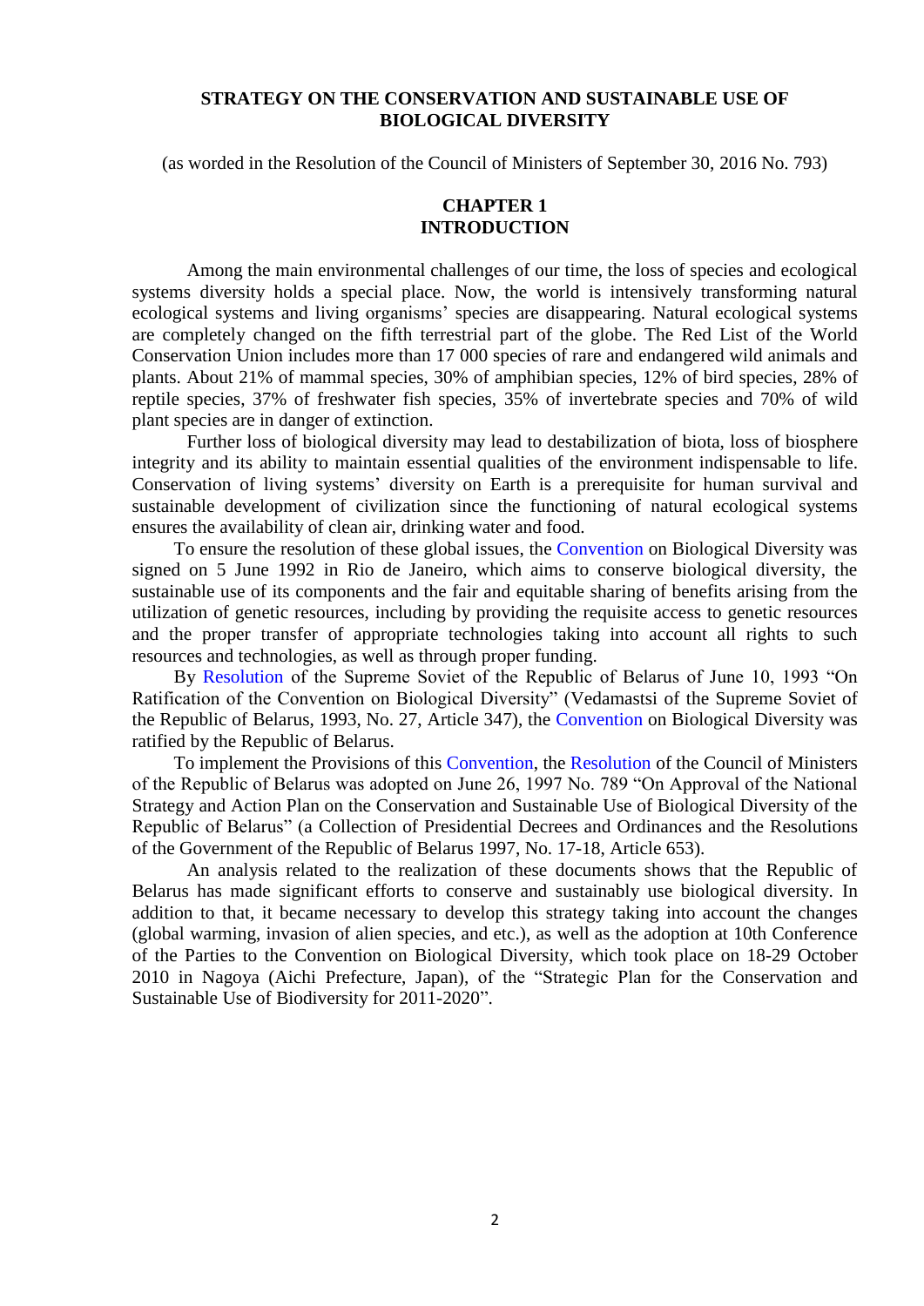# STRATEGY ON THE CONSERVATION AND SUSTAINABLE USE OF BIOLOGICAL DIVERSITY

(as worded in the Resolution of the Council of Ministers of September 30, 2016 No. 793)

## CHAPTER 1
## INTRODUCTION

Among the main environmental challenges of our time, the loss of species and ecological systems diversity holds a special place. Now, the world is intensively transforming natural ecological systems and living organisms' species are disappearing. Natural ecological systems are completely changed on the fifth terrestrial part of the globe. The Red List of the World Conservation Union includes more than 17 000 species of rare and endangered wild animals and plants. About 21% of mammal species, 30% of amphibian species, 12% of bird species, 28% of reptile species, 37% of freshwater fish species, 35% of invertebrate species and 70% of wild plant species are in danger of extinction.

Further loss of biological diversity may lead to destabilization of biota, loss of biosphere integrity and its ability to maintain essential qualities of the environment indispensable to life. Conservation of living systems' diversity on Earth is a prerequisite for human survival and sustainable development of civilization since the functioning of natural ecological systems ensures the availability of clean air, drinking water and food.

To ensure the resolution of these global issues, the Convention on Biological Diversity was signed on 5 June 1992 in Rio de Janeiro, which aims to conserve biological diversity, the sustainable use of its components and the fair and equitable sharing of benefits arising from the utilization of genetic resources, including by providing the requisite access to genetic resources and the proper transfer of appropriate technologies taking into account all rights to such resources and technologies, as well as through proper funding.

By Resolution of the Supreme Soviet of the Republic of Belarus of June 10, 1993 "On Ratification of the Convention on Biological Diversity" (Vedamastsi of the Supreme Soviet of the Republic of Belarus, 1993, No. 27, Article 347), the Convention on Biological Diversity was ratified by the Republic of Belarus.

To implement the Provisions of this Convention, the Resolution of the Council of Ministers of the Republic of Belarus was adopted on June 26, 1997 No. 789 "On Approval of the National Strategy and Action Plan on the Conservation and Sustainable Use of Biological Diversity of the Republic of Belarus" (a Collection of Presidential Decrees and Ordinances and the Resolutions of the Government of the Republic of Belarus 1997, No. 17-18, Article 653).

An analysis related to the realization of these documents shows that the Republic of Belarus has made significant efforts to conserve and sustainably use biological diversity. In addition to that, it became necessary to develop this strategy taking into account the changes (global warming, invasion of alien species, and etc.), as well as the adoption at 10th Conference of the Parties to the Convention on Biological Diversity, which took place on 18-29 October 2010 in Nagoya (Aichi Prefecture, Japan), of the "Strategic Plan for the Conservation and Sustainable Use of Biodiversity for 2011-2020".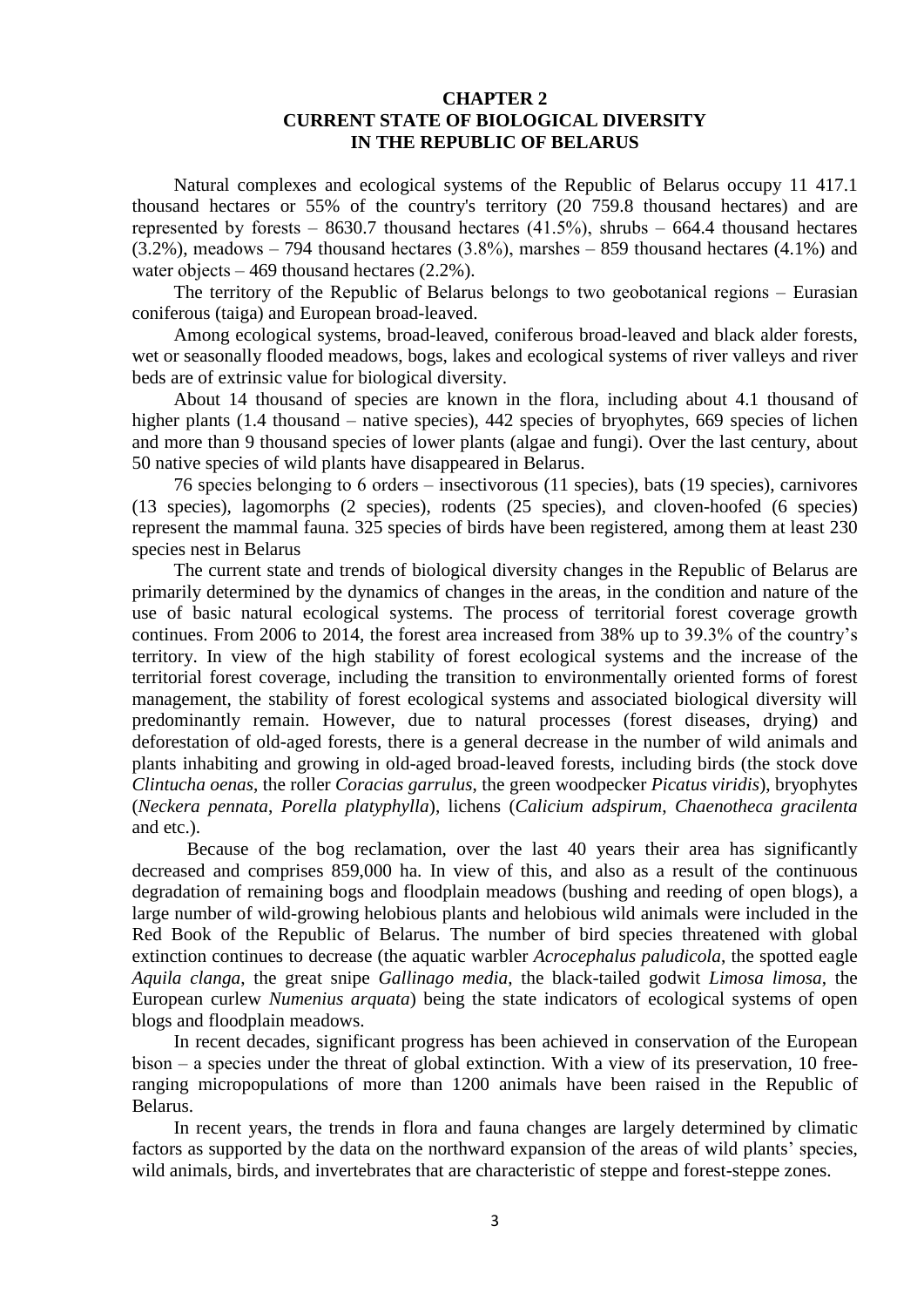# CHAPTER 2
# CURRENT STATE OF BIOLOGICAL DIVERSITY IN THE REPUBLIC OF BELARUS

Natural complexes and ecological systems of the Republic of Belarus occupy 11 417.1 thousand hectares or 55% of the country's territory (20 759.8 thousand hectares) and are represented by forests – 8630.7 thousand hectares (41.5%), shrubs – 664.4 thousand hectares (3.2%), meadows – 794 thousand hectares (3.8%), marshes – 859 thousand hectares (4.1%) and water objects – 469 thousand hectares (2.2%).

The territory of the Republic of Belarus belongs to two geobotanical regions – Eurasian coniferous (taiga) and European broad-leaved.

Among ecological systems, broad-leaved, coniferous broad-leaved and black alder forests, wet or seasonally flooded meadows, bogs, lakes and ecological systems of river valleys and river beds are of extrinsic value for biological diversity.

About 14 thousand of species are known in the flora, including about 4.1 thousand of higher plants (1.4 thousand – native species), 442 species of bryophytes, 669 species of lichen and more than 9 thousand species of lower plants (algae and fungi). Over the last century, about 50 native species of wild plants have disappeared in Belarus.

76 species belonging to 6 orders – insectivorous (11 species), bats (19 species), carnivores (13 species), lagomorphs (2 species), rodents (25 species), and cloven-hoofed (6 species) represent the mammal fauna. 325 species of birds have been registered, among them at least 230 species nest in Belarus

The current state and trends of biological diversity changes in the Republic of Belarus are primarily determined by the dynamics of changes in the areas, in the condition and nature of the use of basic natural ecological systems. The process of territorial forest coverage growth continues. From 2006 to 2014, the forest area increased from 38% up to 39.3% of the country's territory. In view of the high stability of forest ecological systems and the increase of the territorial forest coverage, including the transition to environmentally oriented forms of forest management, the stability of forest ecological systems and associated biological diversity will predominantly remain. However, due to natural processes (forest diseases, drying) and deforestation of old-aged forests, there is a general decrease in the number of wild animals and plants inhabiting and growing in old-aged broad-leaved forests, including birds (the stock dove *Clintucha oenas*, the roller *Coracias garrulus*, the green woodpecker *Picatus viridis*), bryophytes (*Neckera pennata*, *Porella platyphylla*), lichens (*Calicium adspirum*, *Chaenotheca gracilenta* and etc.).

Because of the bog reclamation, over the last 40 years their area has significantly decreased and comprises 859,000 ha. In view of this, and also as a result of the continuous degradation of remaining bogs and floodplain meadows (bushing and reeding of open blogs), a large number of wild-growing helobious plants and helobious wild animals were included in the Red Book of the Republic of Belarus. The number of bird species threatened with global extinction continues to decrease (the aquatic warbler *Acrocephalus paludicola*, the spotted eagle *Aquila clanga*, the great snipe *Gallinago media*, the black-tailed godwit *Limosa limosa*, the European curlew *Numenius arquata*) being the state indicators of ecological systems of open blogs and floodplain meadows.

In recent decades, significant progress has been achieved in conservation of the European bison – a species under the threat of global extinction. With a view of its preservation, 10 free-ranging micropopulations of more than 1200 animals have been raised in the Republic of Belarus.

In recent years, the trends in flora and fauna changes are largely determined by climatic factors as supported by the data on the northward expansion of the areas of wild plants' species, wild animals, birds, and invertebrates that are characteristic of steppe and forest-steppe zones.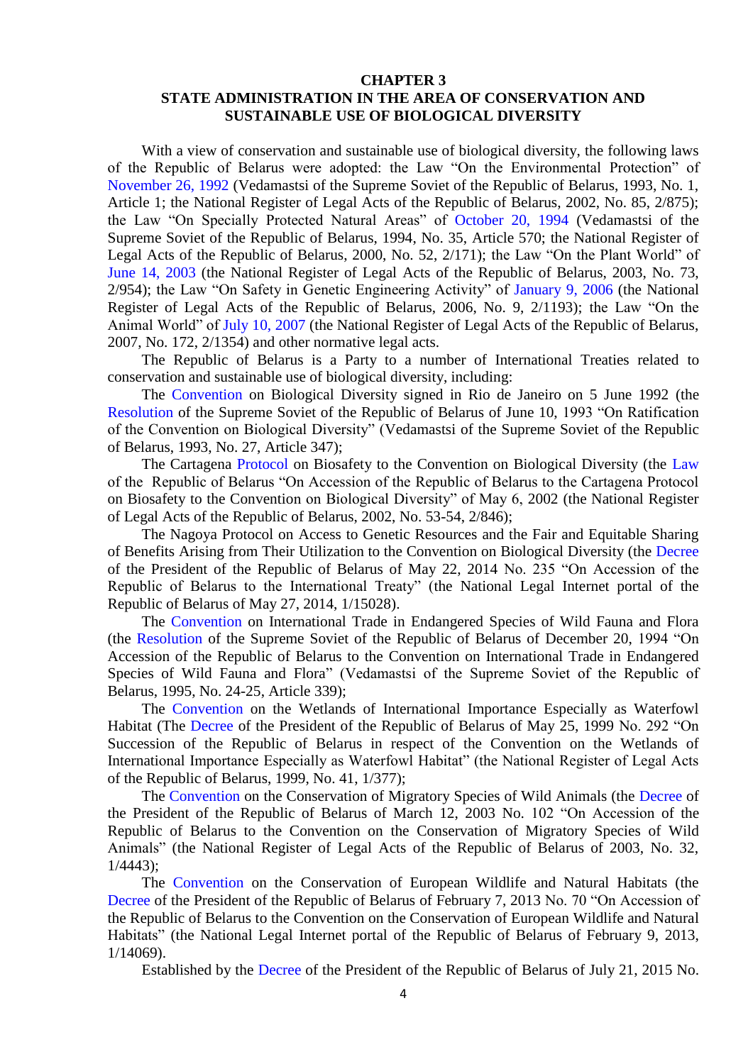## CHAPTER 3
## STATE ADMINISTRATION IN THE AREA OF CONSERVATION AND SUSTAINABLE USE OF BIOLOGICAL DIVERSITY

With a view of conservation and sustainable use of biological diversity, the following laws of the Republic of Belarus were adopted: the Law "On the Environmental Protection" of November 26, 1992 (Vedamastsi of the Supreme Soviet of the Republic of Belarus, 1993, No. 1, Article 1; the National Register of Legal Acts of the Republic of Belarus, 2002, No. 85, 2/875); the Law "On Specially Protected Natural Areas" of October 20, 1994 (Vedamastsi of the Supreme Soviet of the Republic of Belarus, 1994, No. 35, Article 570; the National Register of Legal Acts of the Republic of Belarus, 2000, No. 52, 2/171); the Law "On the Plant World" of June 14, 2003 (the National Register of Legal Acts of the Republic of Belarus, 2003, No. 73, 2/954); the Law "On Safety in Genetic Engineering Activity" of January 9, 2006 (the National Register of Legal Acts of the Republic of Belarus, 2006, No. 9, 2/1193); the Law "On the Animal World" of July 10, 2007 (the National Register of Legal Acts of the Republic of Belarus, 2007, No. 172, 2/1354) and other normative legal acts.

The Republic of Belarus is a Party to a number of International Treaties related to conservation and sustainable use of biological diversity, including:

The Convention on Biological Diversity signed in Rio de Janeiro on 5 June 1992 (the Resolution of the Supreme Soviet of the Republic of Belarus of June 10, 1993 "On Ratification of the Convention on Biological Diversity" (Vedamastsi of the Supreme Soviet of the Republic of Belarus, 1993, No. 27, Article 347);

The Cartagena Protocol on Biosafety to the Convention on Biological Diversity (the Law of the Republic of Belarus "On Accession of the Republic of Belarus to the Cartagena Protocol on Biosafety to the Convention on Biological Diversity" of May 6, 2002 (the National Register of Legal Acts of the Republic of Belarus, 2002, No. 53-54, 2/846);

The Nagoya Protocol on Access to Genetic Resources and the Fair and Equitable Sharing of Benefits Arising from Their Utilization to the Convention on Biological Diversity (the Decree of the President of the Republic of Belarus of May 22, 2014 No. 235 "On Accession of the Republic of Belarus to the International Treaty" (the National Legal Internet portal of the Republic of Belarus of May 27, 2014, 1/15028).

The Convention on International Trade in Endangered Species of Wild Fauna and Flora (the Resolution of the Supreme Soviet of the Republic of Belarus of December 20, 1994 "On Accession of the Republic of Belarus to the Convention on International Trade in Endangered Species of Wild Fauna and Flora" (Vedamastsi of the Supreme Soviet of the Republic of Belarus, 1995, No. 24-25, Article 339);

The Convention on the Wetlands of International Importance Especially as Waterfowl Habitat (The Decree of the President of the Republic of Belarus of May 25, 1999 No. 292 "On Succession of the Republic of Belarus in respect of the Convention on the Wetlands of International Importance Especially as Waterfowl Habitat" (the National Register of Legal Acts of the Republic of Belarus, 1999, No. 41, 1/377);

The Convention on the Conservation of Migratory Species of Wild Animals (the Decree of the President of the Republic of Belarus of March 12, 2003 No. 102 "On Accession of the Republic of Belarus to the Convention on the Conservation of Migratory Species of Wild Animals" (the National Register of Legal Acts of the Republic of Belarus of 2003, No. 32, 1/4443);

The Convention on the Conservation of European Wildlife and Natural Habitats (the Decree of the President of the Republic of Belarus of February 7, 2013 No. 70 "On Accession of the Republic of Belarus to the Convention on the Conservation of European Wildlife and Natural Habitats" (the National Legal Internet portal of the Republic of Belarus of February 9, 2013, 1/14069).

Established by the Decree of the President of the Republic of Belarus of July 21, 2015 No.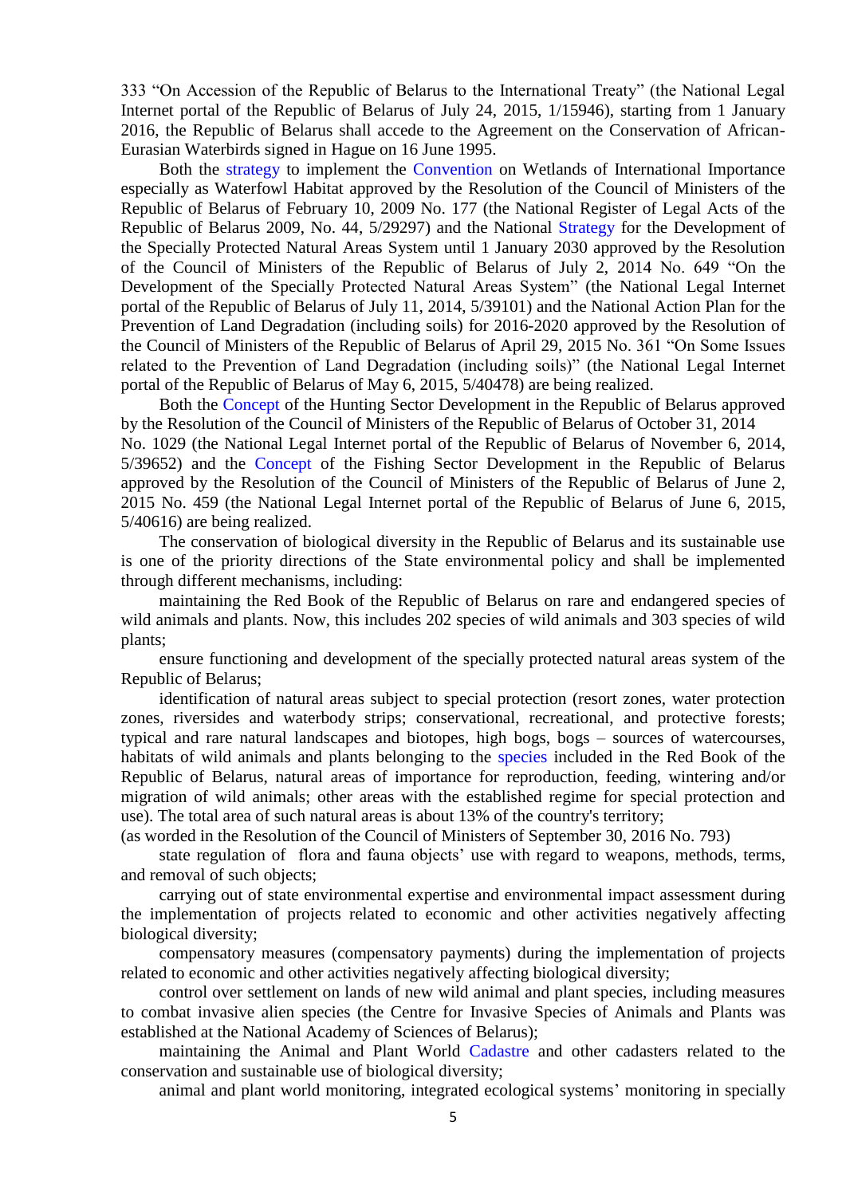333 "On Accession of the Republic of Belarus to the International Treaty" (the National Legal Internet portal of the Republic of Belarus of July 24, 2015, 1/15946), starting from 1 January 2016, the Republic of Belarus shall accede to the Agreement on the Conservation of African-Eurasian Waterbirds signed in Hague on 16 June 1995.

Both the strategy to implement the Convention on Wetlands of International Importance especially as Waterfowl Habitat approved by the Resolution of the Council of Ministers of the Republic of Belarus of February 10, 2009 No. 177 (the National Register of Legal Acts of the Republic of Belarus 2009, No. 44, 5/29297) and the National Strategy for the Development of the Specially Protected Natural Areas System until 1 January 2030 approved by the Resolution of the Council of Ministers of the Republic of Belarus of July 2, 2014 No. 649 "On the Development of the Specially Protected Natural Areas System" (the National Legal Internet portal of the Republic of Belarus of July 11, 2014, 5/39101) and the National Action Plan for the Prevention of Land Degradation (including soils) for 2016-2020 approved by the Resolution of the Council of Ministers of the Republic of Belarus of April 29, 2015 No. 361 "On Some Issues related to the Prevention of Land Degradation (including soils)" (the National Legal Internet portal of the Republic of Belarus of May 6, 2015, 5/40478) are being realized.

Both the Concept of the Hunting Sector Development in the Republic of Belarus approved by the Resolution of the Council of Ministers of the Republic of Belarus of October 31, 2014 No. 1029 (the National Legal Internet portal of the Republic of Belarus of November 6, 2014, 5/39652) and the Concept of the Fishing Sector Development in the Republic of Belarus approved by the Resolution of the Council of Ministers of the Republic of Belarus of June 2, 2015 No. 459 (the National Legal Internet portal of the Republic of Belarus of June 6, 2015, 5/40616) are being realized.

The conservation of biological diversity in the Republic of Belarus and its sustainable use is one of the priority directions of the State environmental policy and shall be implemented through different mechanisms, including:

maintaining the Red Book of the Republic of Belarus on rare and endangered species of wild animals and plants. Now, this includes 202 species of wild animals and 303 species of wild plants;

ensure functioning and development of the specially protected natural areas system of the Republic of Belarus;

identification of natural areas subject to special protection (resort zones, water protection zones, riversides and waterbody strips; conservational, recreational, and protective forests; typical and rare natural landscapes and biotopes, high bogs, bogs – sources of watercourses, habitats of wild animals and plants belonging to the species included in the Red Book of the Republic of Belarus, natural areas of importance for reproduction, feeding, wintering and/or migration of wild animals; other areas with the established regime for special protection and use). The total area of such natural areas is about 13% of the country's territory;
(as worded in the Resolution of the Council of Ministers of September 30, 2016 No. 793)

state regulation of flora and fauna objects' use with regard to weapons, methods, terms, and removal of such objects;

carrying out of state environmental expertise and environmental impact assessment during the implementation of projects related to economic and other activities negatively affecting biological diversity;

compensatory measures (compensatory payments) during the implementation of projects related to economic and other activities negatively affecting biological diversity;

control over settlement on lands of new wild animal and plant species, including measures to combat invasive alien species (the Centre for Invasive Species of Animals and Plants was established at the National Academy of Sciences of Belarus);

maintaining the Animal and Plant World Cadastre and other cadasters related to the conservation and sustainable use of biological diversity;

animal and plant world monitoring, integrated ecological systems' monitoring in specially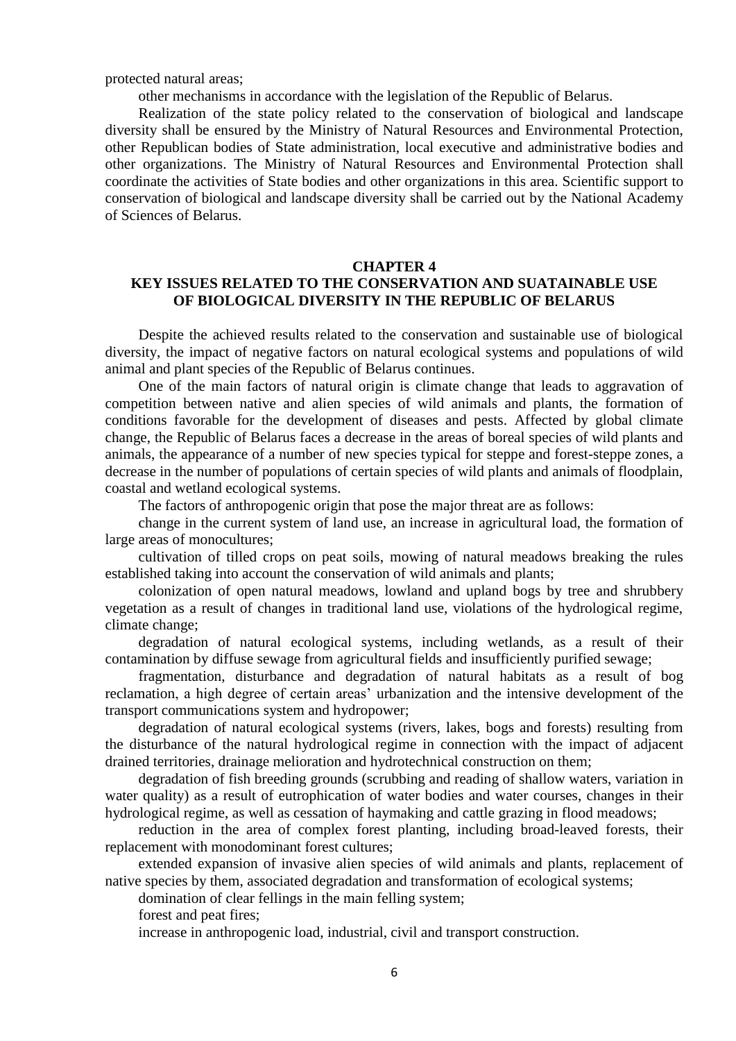protected natural areas;

other mechanisms in accordance with the legislation of the Republic of Belarus.

Realization of the state policy related to the conservation of biological and landscape diversity shall be ensured by the Ministry of Natural Resources and Environmental Protection, other Republican bodies of State administration, local executive and administrative bodies and other organizations. The Ministry of Natural Resources and Environmental Protection shall coordinate the activities of State bodies and other organizations in this area. Scientific support to conservation of biological and landscape diversity shall be carried out by the National Academy of Sciences of Belarus.

## CHAPTER 4
## KEY ISSUES RELATED TO THE CONSERVATION AND SUATAINABLE USE OF BIOLOGICAL DIVERSITY IN THE REPUBLIC OF BELARUS

Despite the achieved results related to the conservation and sustainable use of biological diversity, the impact of negative factors on natural ecological systems and populations of wild animal and plant species of the Republic of Belarus continues.

One of the main factors of natural origin is climate change that leads to aggravation of competition between native and alien species of wild animals and plants, the formation of conditions favorable for the development of diseases and pests. Affected by global climate change, the Republic of Belarus faces a decrease in the areas of boreal species of wild plants and animals, the appearance of a number of new species typical for steppe and forest-steppe zones, a decrease in the number of populations of certain species of wild plants and animals of floodplain, coastal and wetland ecological systems.

The factors of anthropogenic origin that pose the major threat are as follows:

change in the current system of land use, an increase in agricultural load, the formation of large areas of monocultures;

cultivation of tilled crops on peat soils, mowing of natural meadows breaking the rules established taking into account the conservation of wild animals and plants;

colonization of open natural meadows, lowland and upland bogs by tree and shrubbery vegetation as a result of changes in traditional land use, violations of the hydrological regime, climate change;

degradation of natural ecological systems, including wetlands, as a result of their contamination by diffuse sewage from agricultural fields and insufficiently purified sewage;

fragmentation, disturbance and degradation of natural habitats as a result of bog reclamation, a high degree of certain areas' urbanization and the intensive development of the transport communications system and hydropower;

degradation of natural ecological systems (rivers, lakes, bogs and forests) resulting from the disturbance of the natural hydrological regime in connection with the impact of adjacent drained territories, drainage melioration and hydrotechnical construction on them;

degradation of fish breeding grounds (scrubbing and reading of shallow waters, variation in water quality) as a result of eutrophication of water bodies and water courses, changes in their hydrological regime, as well as cessation of haymaking and cattle grazing in flood meadows;

reduction in the area of complex forest planting, including broad-leaved forests, their replacement with monodominant forest cultures;

extended expansion of invasive alien species of wild animals and plants, replacement of native species by them, associated degradation and transformation of ecological systems;

domination of clear fellings in the main felling system;

forest and peat fires;

increase in anthropogenic load, industrial, civil and transport construction.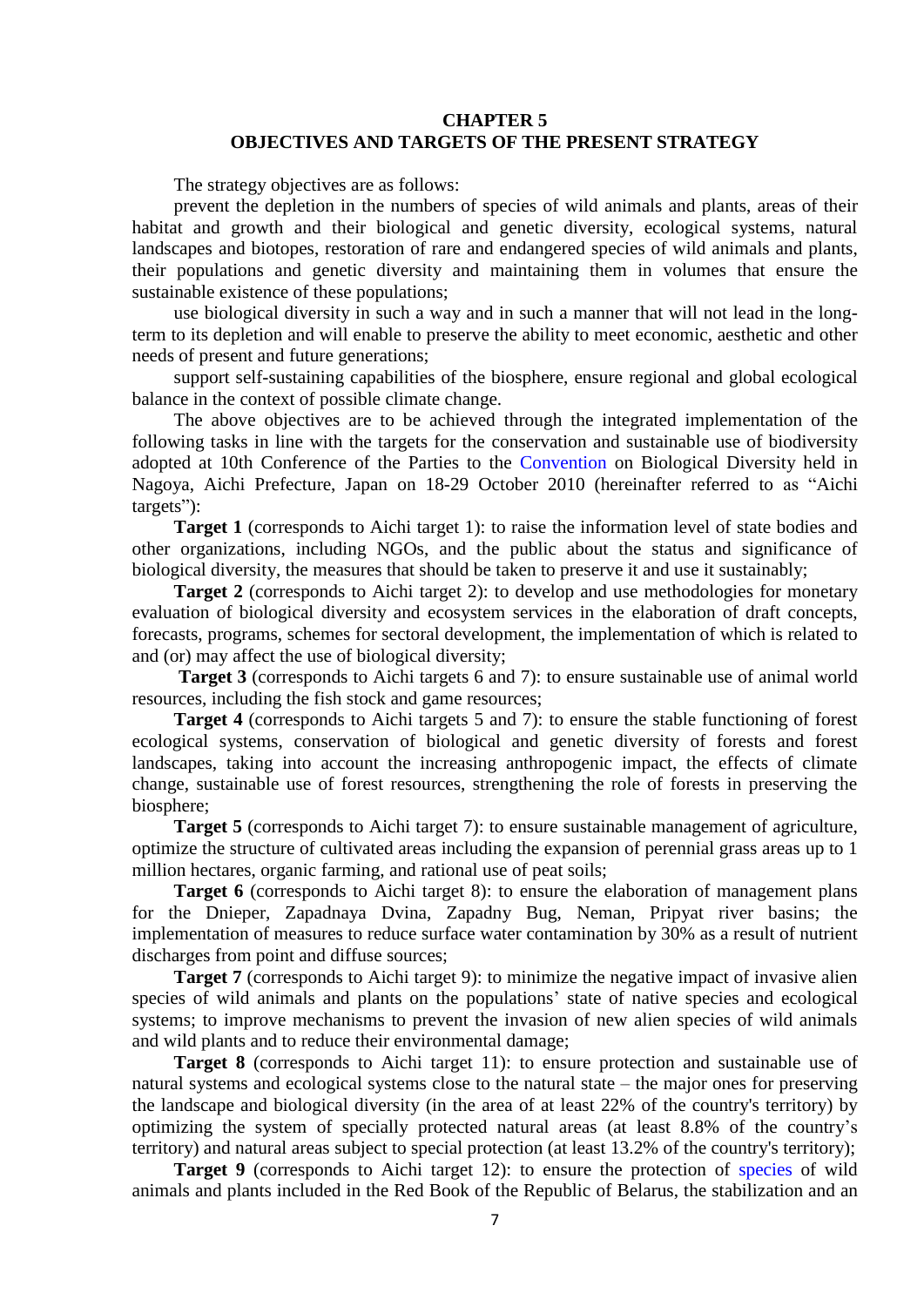# CHAPTER 5
## OBJECTIVES AND TARGETS OF THE PRESENT STRATEGY

The strategy objectives are as follows:

prevent the depletion in the numbers of species of wild animals and plants, areas of their habitat and growth and their biological and genetic diversity, ecological systems, natural landscapes and biotopes, restoration of rare and endangered species of wild animals and plants, their populations and genetic diversity and maintaining them in volumes that ensure the sustainable existence of these populations;

use biological diversity in such a way and in such a manner that will not lead in the long-term to its depletion and will enable to preserve the ability to meet economic, aesthetic and other needs of present and future generations;

support self-sustaining capabilities of the biosphere, ensure regional and global ecological balance in the context of possible climate change.

The above objectives are to be achieved through the integrated implementation of the following tasks in line with the targets for the conservation and sustainable use of biodiversity adopted at 10th Conference of the Parties to the Convention on Biological Diversity held in Nagoya, Aichi Prefecture, Japan on 18-29 October 2010 (hereinafter referred to as "Aichi targets"):

**Target 1** (corresponds to Aichi target 1): to raise the information level of state bodies and other organizations, including NGOs, and the public about the status and significance of biological diversity, the measures that should be taken to preserve it and use it sustainably;

**Target 2** (corresponds to Aichi target 2): to develop and use methodologies for monetary evaluation of biological diversity and ecosystem services in the elaboration of draft concepts, forecasts, programs, schemes for sectoral development, the implementation of which is related to and (or) may affect the use of biological diversity;

**Target 3** (corresponds to Aichi targets 6 and 7): to ensure sustainable use of animal world resources, including the fish stock and game resources;

**Target 4** (corresponds to Aichi targets 5 and 7): to ensure the stable functioning of forest ecological systems, conservation of biological and genetic diversity of forests and forest landscapes, taking into account the increasing anthropogenic impact, the effects of climate change, sustainable use of forest resources, strengthening the role of forests in preserving the biosphere;

**Target 5** (corresponds to Aichi target 7): to ensure sustainable management of agriculture, optimize the structure of cultivated areas including the expansion of perennial grass areas up to 1 million hectares, organic farming, and rational use of peat soils;

**Target 6** (corresponds to Aichi target 8): to ensure the elaboration of management plans for the Dnieper, Zapadnaya Dvina, Zapadny Bug, Neman, Pripyat river basins; the implementation of measures to reduce surface water contamination by 30% as a result of nutrient discharges from point and diffuse sources;

**Target 7** (corresponds to Aichi target 9): to minimize the negative impact of invasive alien species of wild animals and plants on the populations' state of native species and ecological systems; to improve mechanisms to prevent the invasion of new alien species of wild animals and wild plants and to reduce their environmental damage;

**Target 8** (corresponds to Aichi target 11): to ensure protection and sustainable use of natural systems and ecological systems close to the natural state – the major ones for preserving the landscape and biological diversity (in the area of at least 22% of the country's territory) by optimizing the system of specially protected natural areas (at least 8.8% of the country's territory) and natural areas subject to special protection (at least 13.2% of the country's territory);

**Target 9** (corresponds to Aichi target 12): to ensure the protection of species of wild animals and plants included in the Red Book of the Republic of Belarus, the stabilization and an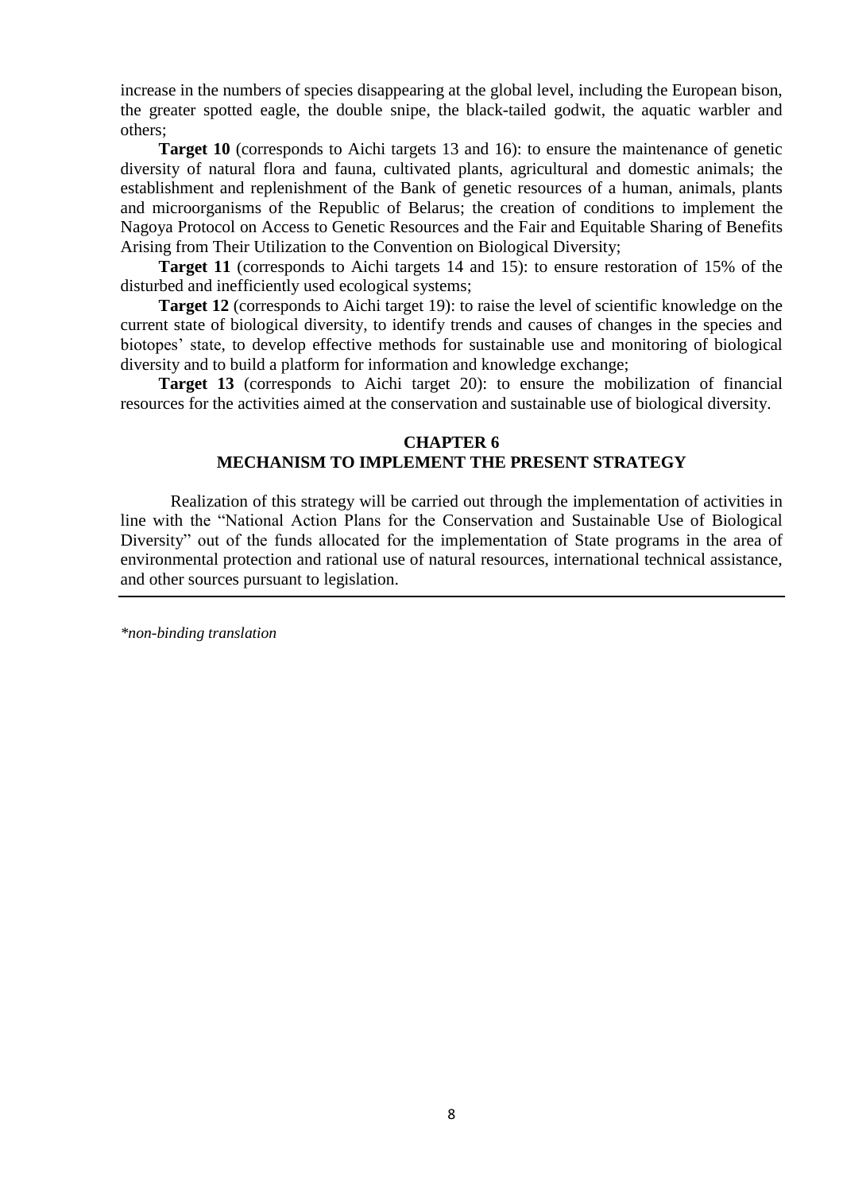increase in the numbers of species disappearing at the global level, including the European bison, the greater spotted eagle, the double snipe, the black-tailed godwit, the aquatic warbler and others;

**Target 10** (corresponds to Aichi targets 13 and 16): to ensure the maintenance of genetic diversity of natural flora and fauna, cultivated plants, agricultural and domestic animals; the establishment and replenishment of the Bank of genetic resources of a human, animals, plants and microorganisms of the Republic of Belarus; the creation of conditions to implement the Nagoya Protocol on Access to Genetic Resources and the Fair and Equitable Sharing of Benefits Arising from Their Utilization to the Convention on Biological Diversity;

**Target 11** (corresponds to Aichi targets 14 and 15): to ensure restoration of 15% of the disturbed and inefficiently used ecological systems;

**Target 12** (corresponds to Aichi target 19): to raise the level of scientific knowledge on the current state of biological diversity, to identify trends and causes of changes in the species and biotopes' state, to develop effective methods for sustainable use and monitoring of biological diversity and to build a platform for information and knowledge exchange;

**Target 13** (corresponds to Aichi target 20): to ensure the mobilization of financial resources for the activities aimed at the conservation and sustainable use of biological diversity.

## CHAPTER 6
## MECHANISM TO IMPLEMENT THE PRESENT STRATEGY

Realization of this strategy will be carried out through the implementation of activities in line with the "National Action Plans for the Conservation and Sustainable Use of Biological Diversity" out of the funds allocated for the implementation of State programs in the area of environmental protection and rational use of natural resources, international technical assistance, and other sources pursuant to legislation.

---

*\*non-binding translation*